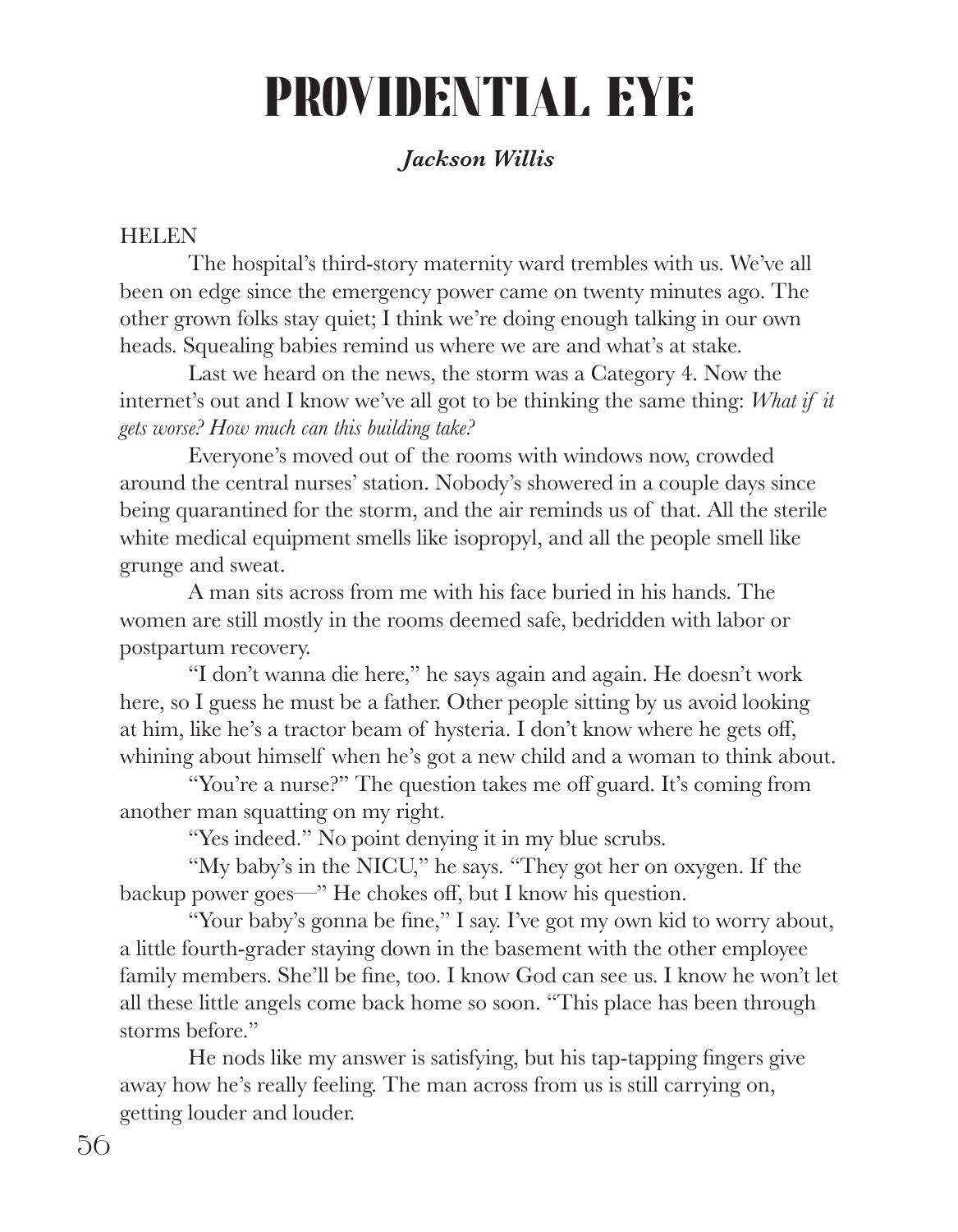# PROVIDENTIAL EYE

***Jackson Willis***

HELEN

The hospital's third-story maternity ward trembles with us. We've all been on edge since the emergency power came on twenty minutes ago. The other grown folks stay quiet; I think we're doing enough talking in our own heads. Squealing babies remind us where we are and what's at stake.

Last we heard on the news, the storm was a Category 4. Now the internet's out and I know we've all got to be thinking the same thing: *What if it gets worse? How much can this building take?*

Everyone's moved out of the rooms with windows now, crowded around the central nurses' station. Nobody's showered in a couple days since being quarantined for the storm, and the air reminds us of that. All the sterile white medical equipment smells like isopropyl, and all the people smell like grunge and sweat.

A man sits across from me with his face buried in his hands. The women are still mostly in the rooms deemed safe, bedridden with labor or postpartum recovery.

"I don't wanna die here," he says again and again. He doesn't work here, so I guess he must be a father. Other people sitting by us avoid looking at him, like he's a tractor beam of hysteria. I don't know where he gets off, whining about himself when he's got a new child and a woman to think about.

"You're a nurse?" The question takes me off guard. It's coming from another man squatting on my right.

"Yes indeed." No point denying it in my blue scrubs.

"My baby's in the NICU," he says. "They got her on oxygen. If the backup power goes—" He chokes off, but I know his question.

"Your baby's gonna be fine," I say. I've got my own kid to worry about, a little fourth-grader staying down in the basement with the other employee family members. She'll be fine, too. I know God can see us. I know he won't let all these little angels come back home so soon. "This place has been through storms before."

He nods like my answer is satisfying, but his tap-tapping fingers give away how he's really feeling. The man across from us is still carrying on, getting louder and louder.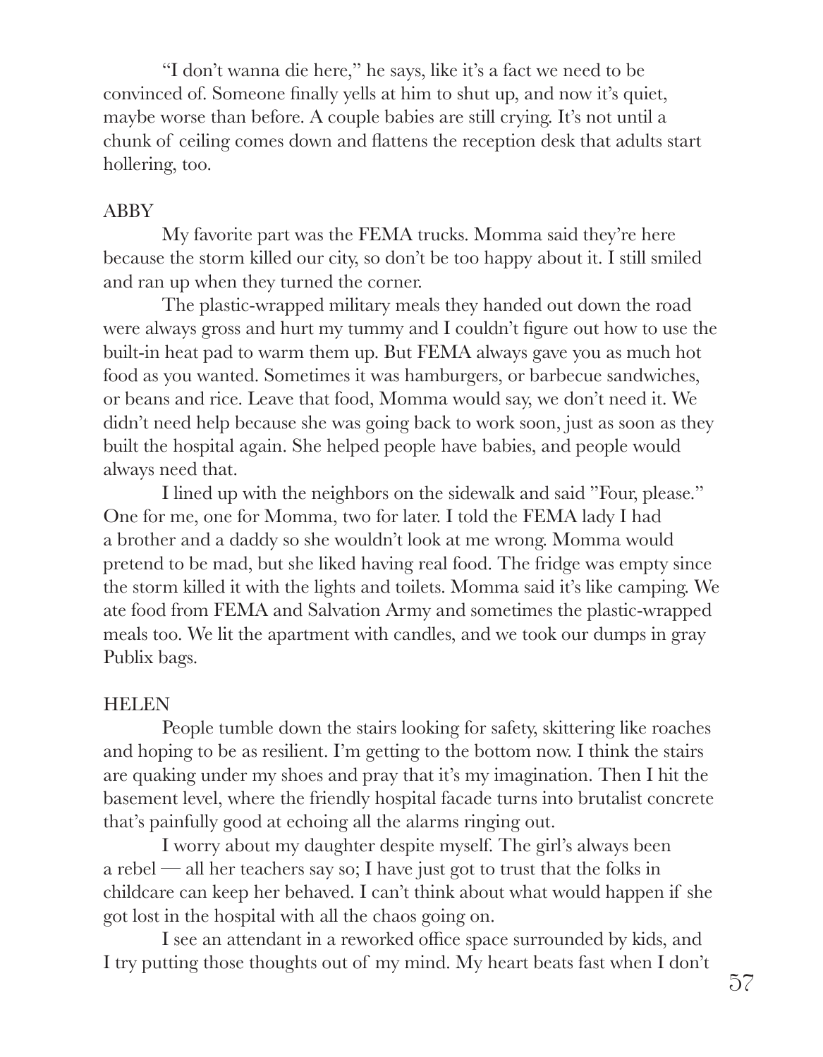"I don't wanna die here," he says, like it's a fact we need to be convinced of. Someone finally yells at him to shut up, and now it's quiet, maybe worse than before. A couple babies are still crying. It's not until a chunk of ceiling comes down and flattens the reception desk that adults start hollering, too.

ABBY

My favorite part was the FEMA trucks. Momma said they're here because the storm killed our city, so don't be too happy about it. I still smiled and ran up when they turned the corner.

The plastic-wrapped military meals they handed out down the road were always gross and hurt my tummy and I couldn't figure out how to use the built-in heat pad to warm them up. But FEMA always gave you as much hot food as you wanted. Sometimes it was hamburgers, or barbecue sandwiches, or beans and rice. Leave that food, Momma would say, we don't need it. We didn't need help because she was going back to work soon, just as soon as they built the hospital again. She helped people have babies, and people would always need that.

I lined up with the neighbors on the sidewalk and said "Four, please." One for me, one for Momma, two for later. I told the FEMA lady I had a brother and a daddy so she wouldn't look at me wrong. Momma would pretend to be mad, but she liked having real food. The fridge was empty since the storm killed it with the lights and toilets. Momma said it's like camping. We ate food from FEMA and Salvation Army and sometimes the plastic-wrapped meals too. We lit the apartment with candles, and we took our dumps in gray Publix bags.

HELEN

People tumble down the stairs looking for safety, skittering like roaches and hoping to be as resilient. I'm getting to the bottom now. I think the stairs are quaking under my shoes and pray that it's my imagination. Then I hit the basement level, where the friendly hospital facade turns into brutalist concrete that's painfully good at echoing all the alarms ringing out.

I worry about my daughter despite myself. The girl's always been a rebel — all her teachers say so; I have just got to trust that the folks in childcare can keep her behaved. I can't think about what would happen if she got lost in the hospital with all the chaos going on.

I see an attendant in a reworked office space surrounded by kids, and I try putting those thoughts out of my mind. My heart beats fast when I don't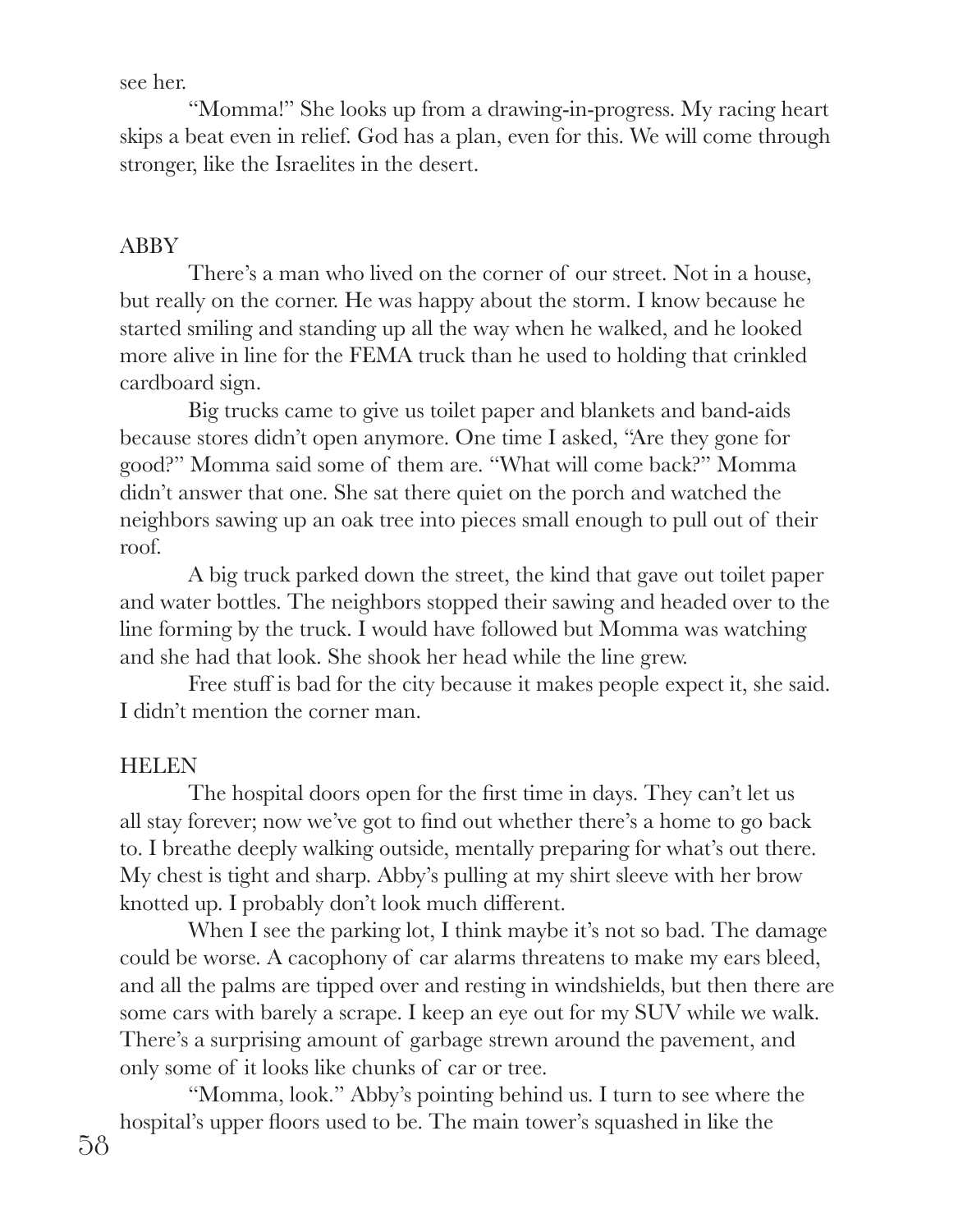see her.

"Momma!" She looks up from a drawing-in-progress. My racing heart skips a beat even in relief. God has a plan, even for this. We will come through stronger, like the Israelites in the desert.

ABBY

There's a man who lived on the corner of our street. Not in a house, but really on the corner. He was happy about the storm. I know because he started smiling and standing up all the way when he walked, and he looked more alive in line for the FEMA truck than he used to holding that crinkled cardboard sign.

Big trucks came to give us toilet paper and blankets and band-aids because stores didn't open anymore. One time I asked, "Are they gone for good?" Momma said some of them are. "What will come back?" Momma didn't answer that one. She sat there quiet on the porch and watched the neighbors sawing up an oak tree into pieces small enough to pull out of their roof.

A big truck parked down the street, the kind that gave out toilet paper and water bottles. The neighbors stopped their sawing and headed over to the line forming by the truck. I would have followed but Momma was watching and she had that look. She shook her head while the line grew.

Free stuff is bad for the city because it makes people expect it, she said. I didn't mention the corner man.

HELEN

The hospital doors open for the first time in days. They can't let us all stay forever; now we've got to find out whether there's a home to go back to. I breathe deeply walking outside, mentally preparing for what's out there. My chest is tight and sharp. Abby's pulling at my shirt sleeve with her brow knotted up. I probably don't look much different.

When I see the parking lot, I think maybe it's not so bad. The damage could be worse. A cacophony of car alarms threatens to make my ears bleed, and all the palms are tipped over and resting in windshields, but then there are some cars with barely a scrape. I keep an eye out for my SUV while we walk. There's a surprising amount of garbage strewn around the pavement, and only some of it looks like chunks of car or tree.

"Momma, look." Abby's pointing behind us. I turn to see where the hospital's upper floors used to be. The main tower's squashed in like the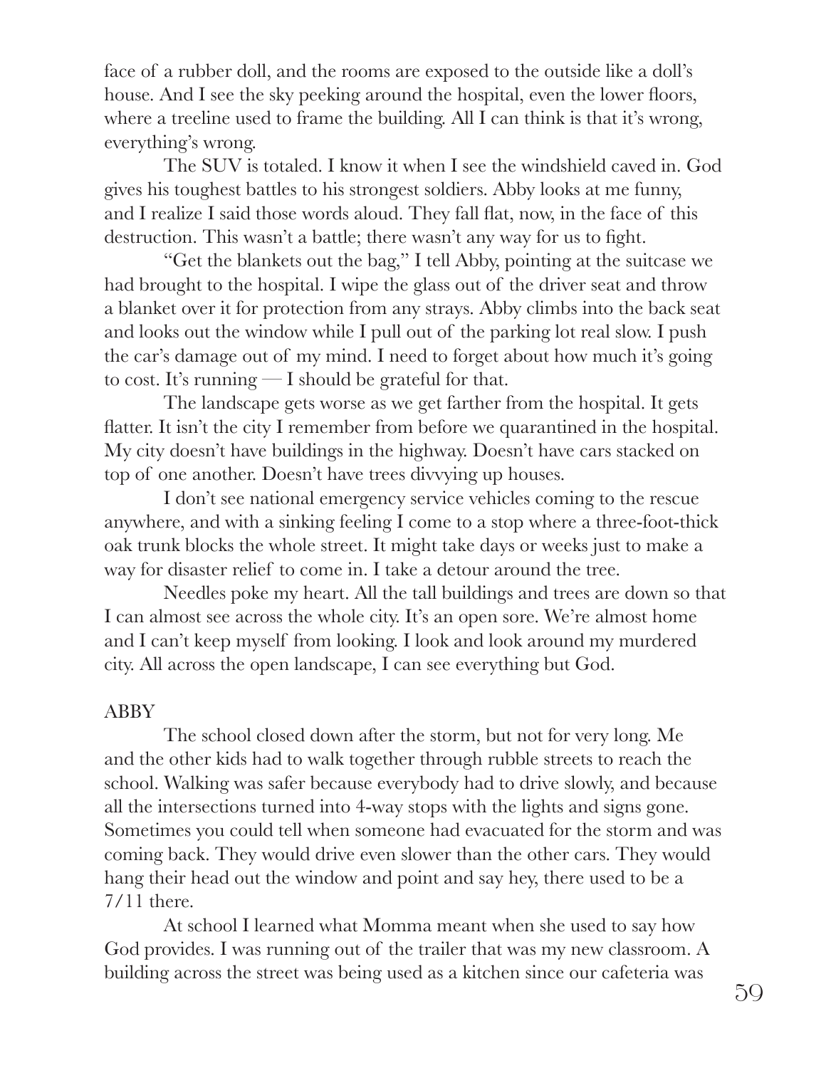face of a rubber doll, and the rooms are exposed to the outside like a doll's house. And I see the sky peeking around the hospital, even the lower floors, where a treeline used to frame the building. All I can think is that it's wrong, everything's wrong.

The SUV is totaled. I know it when I see the windshield caved in. God gives his toughest battles to his strongest soldiers. Abby looks at me funny, and I realize I said those words aloud. They fall flat, now, in the face of this destruction. This wasn't a battle; there wasn't any way for us to fight.

"Get the blankets out the bag," I tell Abby, pointing at the suitcase we had brought to the hospital. I wipe the glass out of the driver seat and throw a blanket over it for protection from any strays. Abby climbs into the back seat and looks out the window while I pull out of the parking lot real slow. I push the car's damage out of my mind. I need to forget about how much it's going to cost. It's running — I should be grateful for that.

The landscape gets worse as we get farther from the hospital. It gets flatter. It isn't the city I remember from before we quarantined in the hospital. My city doesn't have buildings in the highway. Doesn't have cars stacked on top of one another. Doesn't have trees divvying up houses.

I don't see national emergency service vehicles coming to the rescue anywhere, and with a sinking feeling I come to a stop where a three-foot-thick oak trunk blocks the whole street. It might take days or weeks just to make a way for disaster relief to come in. I take a detour around the tree.

Needles poke my heart. All the tall buildings and trees are down so that I can almost see across the whole city. It's an open sore. We're almost home and I can't keep myself from looking. I look and look around my murdered city. All across the open landscape, I can see everything but God.

ABBY

The school closed down after the storm, but not for very long. Me and the other kids had to walk together through rubble streets to reach the school. Walking was safer because everybody had to drive slowly, and because all the intersections turned into 4-way stops with the lights and signs gone. Sometimes you could tell when someone had evacuated for the storm and was coming back. They would drive even slower than the other cars. They would hang their head out the window and point and say hey, there used to be a 7/11 there.

At school I learned what Momma meant when she used to say how God provides. I was running out of the trailer that was my new classroom. A building across the street was being used as a kitchen since our cafeteria was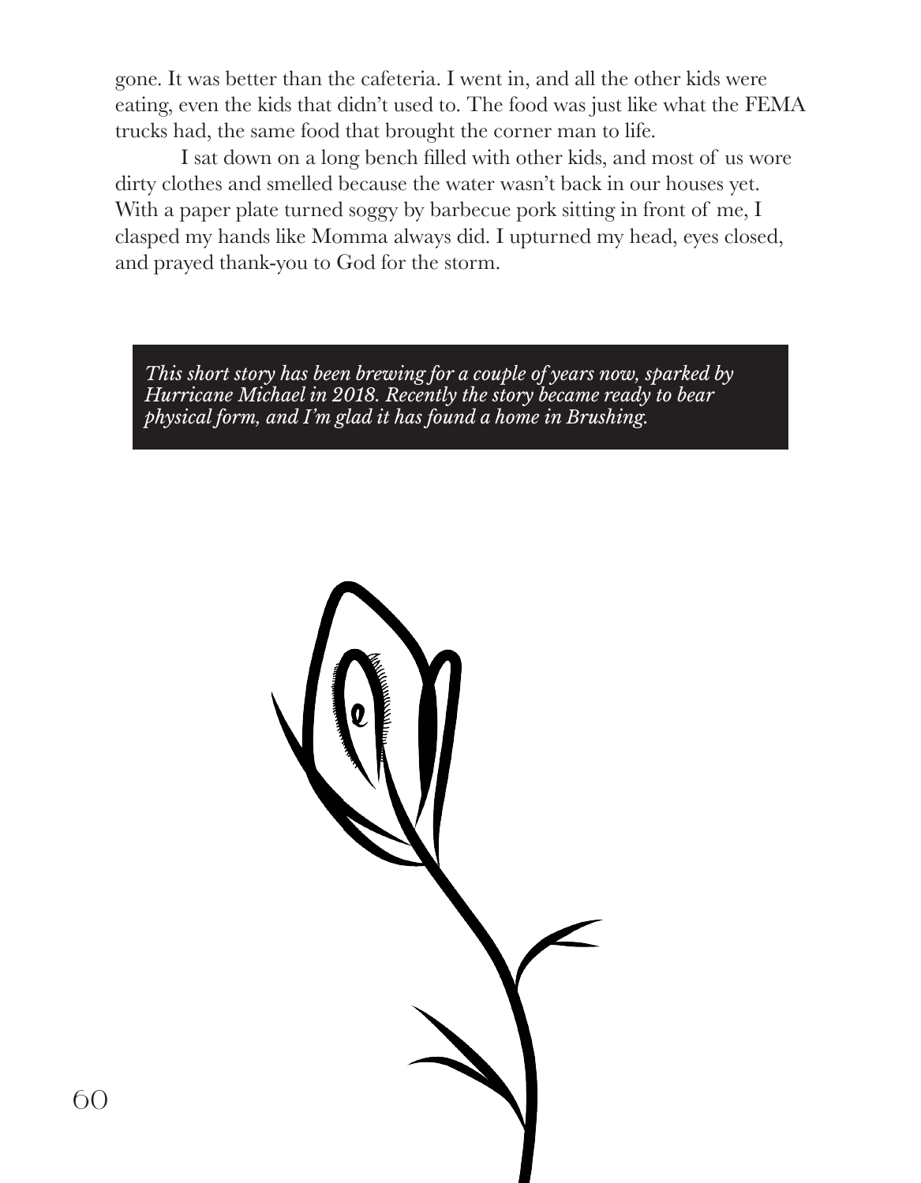gone. It was better than the cafeteria. I went in, and all the other kids were eating, even the kids that didn't used to. The food was just like what the FEMA trucks had, the same food that brought the corner man to life.

I sat down on a long bench filled with other kids, and most of us wore dirty clothes and smelled because the water wasn't back in our houses yet. With a paper plate turned soggy by barbecue pork sitting in front of me, I clasped my hands like Momma always did. I upturned my head, eyes closed, and prayed thank-you to God for the storm.

*This short story has been brewing for a couple of years now, sparked by Hurricane Michael in 2018. Recently the story became ready to bear physical form, and I'm glad it has found a home in Brushing.*